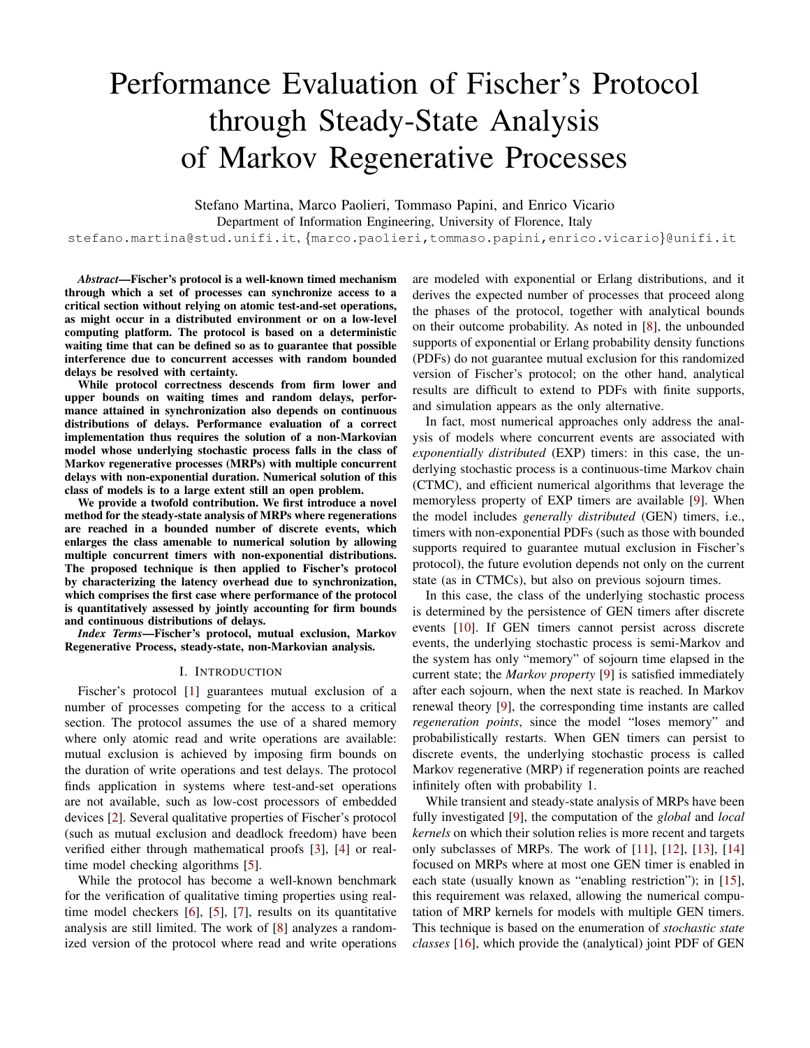# Performance Evaluation of Fischer's Protocol through Steady-State Analysis of Markov Regenerative Processes

Stefano Martina, Marco Paolieri, Tommaso Papini, and Enrico Vicario

Department of Information Engineering, University of Florence, Italy

stefano.martina@stud.unifi.it, {marco.paolieri,tommaso.papini,enrico.vicario}@unifi.it

***Abstract*—Fischer's protocol is a well-known timed mechanism through which a set of processes can synchronize access to a critical section without relying on atomic test-and-set operations, as might occur in a distributed environment or on a low-level computing platform. The protocol is based on a deterministic waiting time that can be defined so as to guarantee that possible interference due to concurrent accesses with random bounded delays be resolved with certainty.**

**While protocol correctness descends from firm lower and upper bounds on waiting times and random delays, performance attained in synchronization also depends on continuous distributions of delays. Performance evaluation of a correct implementation thus requires the solution of a non-Markovian model whose underlying stochastic process falls in the class of Markov regenerative processes (MRPs) with multiple concurrent delays with non-exponential duration. Numerical solution of this class of models is to a large extent still an open problem.**

**We provide a twofold contribution. We first introduce a novel method for the steady-state analysis of MRPs where regenerations are reached in a bounded number of discrete events, which enlarges the class amenable to numerical solution by allowing multiple concurrent timers with non-exponential distributions. The proposed technique is then applied to Fischer's protocol by characterizing the latency overhead due to synchronization, which comprises the first case where performance of the protocol is quantitatively assessed by jointly accounting for firm bounds and continuous distributions of delays.**

***Index Terms*—Fischer's protocol, mutual exclusion, Markov Regenerative Process, steady-state, non-Markovian analysis.**

## I. Introduction

Fischer's protocol [1] guarantees mutual exclusion of a number of processes competing for the access to a critical section. The protocol assumes the use of a shared memory where only atomic read and write operations are available: mutual exclusion is achieved by imposing firm bounds on the duration of write operations and test delays. The protocol finds application in systems where test-and-set operations are not available, such as low-cost processors of embedded devices [2]. Several qualitative properties of Fischer's protocol (such as mutual exclusion and deadlock freedom) have been verified either through mathematical proofs [3], [4] or real-time model checking algorithms [5].

While the protocol has become a well-known benchmark for the verification of qualitative timing properties using real-time model checkers [6], [5], [7], results on its quantitative analysis are still limited. The work of [8] analyzes a randomized version of the protocol where read and write operations are modeled with exponential or Erlang distributions, and it derives the expected number of processes that proceed along the phases of the protocol, together with analytical bounds on their outcome probability. As noted in [8], the unbounded supports of exponential or Erlang probability density functions (PDFs) do not guarantee mutual exclusion for this randomized version of Fischer's protocol; on the other hand, analytical results are difficult to extend to PDFs with finite supports, and simulation appears as the only alternative.

In fact, most numerical approaches only address the analysis of models where concurrent events are associated with *exponentially distributed* (EXP) timers: in this case, the underlying stochastic process is a continuous-time Markov chain (CTMC), and efficient numerical algorithms that leverage the memoryless property of EXP timers are available [9]. When the model includes *generally distributed* (GEN) timers, i.e., timers with non-exponential PDFs (such as those with bounded supports required to guarantee mutual exclusion in Fischer's protocol), the future evolution depends not only on the current state (as in CTMCs), but also on previous sojourn times.

In this case, the class of the underlying stochastic process is determined by the persistence of GEN timers after discrete events [10]. If GEN timers cannot persist across discrete events, the underlying stochastic process is semi-Markov and the system has only "memory" of sojourn time elapsed in the current state; the *Markov property* [9] is satisfied immediately after each sojourn, when the next state is reached. In Markov renewal theory [9], the corresponding time instants are called *regeneration points*, since the model "loses memory" and probabilistically restarts. When GEN timers can persist to discrete events, the underlying stochastic process is called Markov regenerative (MRP) if regeneration points are reached infinitely often with probability 1.

While transient and steady-state analysis of MRPs have been fully investigated [9], the computation of the *global* and *local kernels* on which their solution relies is more recent and targets only subclasses of MRPs. The work of [11], [12], [13], [14] focused on MRPs where at most one GEN timer is enabled in each state (usually known as "enabling restriction"); in [15], this requirement was relaxed, allowing the numerical computation of MRP kernels for models with multiple GEN timers. This technique is based on the enumeration of *stochastic state classes* [16], which provide the (analytical) joint PDF of GEN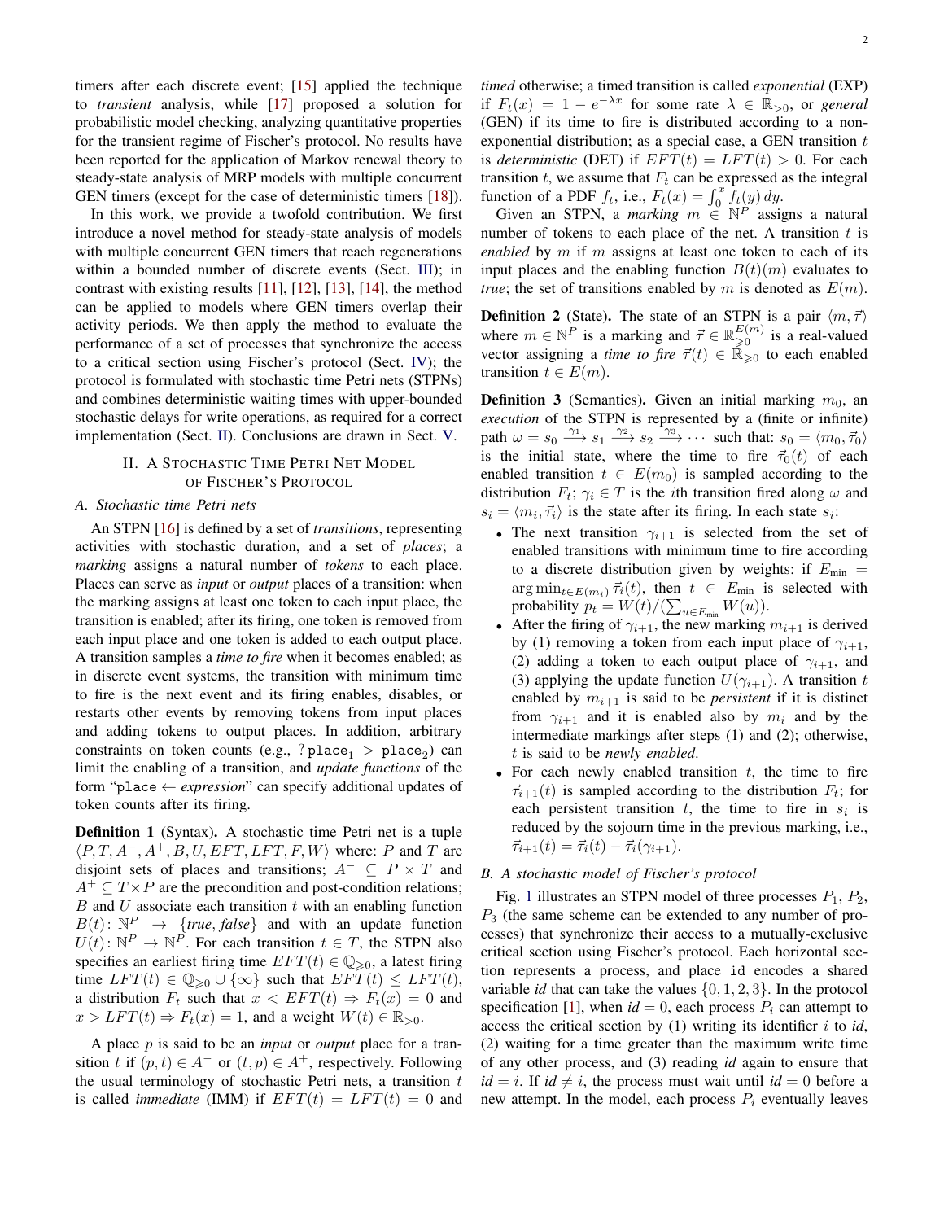timers after each discrete event; [15] applied the technique to *transient* analysis, while [17] proposed a solution for probabilistic model checking, analyzing quantitative properties for the transient regime of Fischer's protocol. No results have been reported for the application of Markov renewal theory to steady-state analysis of MRP models with multiple concurrent GEN timers (except for the case of deterministic timers [18]).

In this work, we provide a twofold contribution. We first introduce a novel method for steady-state analysis of models with multiple concurrent GEN timers that reach regenerations within a bounded number of discrete events (Sect. III); in contrast with existing results [11], [12], [13], [14], the method can be applied to models where GEN timers overlap their activity periods. We then apply the method to evaluate the performance of a set of processes that synchronize the access to a critical section using Fischer's protocol (Sect. IV); the protocol is formulated with stochastic time Petri nets (STPNs) and combines deterministic waiting times with upper-bounded stochastic delays for write operations, as required for a correct implementation (Sect. II). Conclusions are drawn in Sect. V.

## II. A Stochastic Time Petri Net Model of Fischer's Protocol

### A. Stochastic time Petri nets

An STPN [16] is defined by a set of *transitions*, representing activities with stochastic duration, and a set of *places*; a *marking* assigns a natural number of *tokens* to each place. Places can serve as *input* or *output* places of a transition: when the marking assigns at least one token to each input place, the transition is enabled; after its firing, one token is removed from each input place and one token is added to each output place. A transition samples a *time to fire* when it becomes enabled; as in discrete event systems, the transition with minimum time to fire is the next event and its firing enables, disables, or restarts other events by removing tokens from input places and adding tokens to output places. In addition, arbitrary constraints on token counts (e.g., ?$\texttt{place}_1 > \texttt{place}_2$) can limit the enabling of a transition, and *update functions* of the form "place ← *expression*" can specify additional updates of token counts after its firing.

**Definition 1** (Syntax)**.** A stochastic time Petri net is a tuple $\langle P, T, A^-, A^+, B, U, EFT, LFT, F, W\rangle$ where: $P$ and $T$ are disjoint sets of places and transitions; $A^- \subseteq P \times T$ and $A^+ \subseteq T \times P$ are the precondition and post-condition relations; $B$ and $U$ associate each transition $t$ with an enabling function $B(t)\colon \mathbb{N}^P \rightarrow \{true, false\}$ and with an update function $U(t)\colon \mathbb{N}^P \rightarrow \mathbb{N}^P$. For each transition $t \in T$, the STPN also specifies an earliest firing time $EFT(t) \in \mathbb{Q}_{\geqslant 0}$, a latest firing time $LFT(t) \in \mathbb{Q}_{\geqslant 0} \cup \{\infty\}$ such that $EFT(t) \leq LFT(t)$, a distribution $F_t$ such that $x < EFT(t) \Rightarrow F_t(x) = 0$ and $x > LFT(t) \Rightarrow F_t(x) = 1$, and a weight $W(t) \in \mathbb{R}_{>0}$.

A place $p$ is said to be an *input* or *output* place for a transition $t$ if $(p,t) \in A^-$ or $(t,p) \in A^+$, respectively. Following the usual terminology of stochastic Petri nets, a transition $t$ is called *immediate* (IMM) if $EFT(t) = LFT(t) = 0$ and *timed* otherwise; a timed transition is called *exponential* (EXP) if $F_t(x) = 1 - e^{-\lambda x}$ for some rate $\lambda \in \mathbb{R}_{>0}$, or *general* (GEN) if its time to fire is distributed according to a non-exponential distribution; as a special case, a GEN transition $t$ is *deterministic* (DET) if $EFT(t) = LFT(t) > 0$. For each transition $t$, we assume that $F_t$ can be expressed as the integral function of a PDF $f_t$, i.e., $F_t(x) = \int_0^x f_t(y)\,dy$.

Given an STPN, a *marking* $m \in \mathbb{N}^P$ assigns a natural number of tokens to each place of the net. A transition $t$ is *enabled* by $m$ if $m$ assigns at least one token to each of its input places and the enabling function $B(t)(m)$ evaluates to *true*; the set of transitions enabled by $m$ is denoted as $E(m)$.

**Definition 2** (State)**.** The state of an STPN is a pair $\langle m, \vec{\tau}\rangle$ where $m \in \mathbb{N}^P$ is a marking and $\vec{\tau} \in \mathbb{R}_{\geqslant 0}^{E(m)}$ is a real-valued vector assigning a *time to fire* $\vec{\tau}(t) \in \mathbb{R}_{\geqslant 0}$ to each enabled transition $t \in E(m)$.

**Definition 3** (Semantics)**.** Given an initial marking $m_0$, an *execution* of the STPN is represented by a (finite or infinite) path $\omega = s_0 \xrightarrow{\gamma_1} s_1 \xrightarrow{\gamma_2} s_2 \xrightarrow{\gamma_3} \cdots$ such that: $s_0 = \langle m_0, \vec{\tau}_0\rangle$ is the initial state, where the time to fire $\vec{\tau}_0(t)$ of each enabled transition $t \in E(m_0)$ is sampled according to the distribution $F_t$; $\gamma_i \in T$ is the $i$th transition fired along $\omega$ and $s_i = \langle m_i, \vec{\tau}_i\rangle$ is the state after its firing. In each state $s_i$:

- The next transition $\gamma_{i+1}$ is selected from the set of enabled transitions with minimum time to fire according to a discrete distribution given by weights: if $E_{\min} = \arg\min_{t \in E(m_i)} \vec{\tau}_i(t)$, then $t \in E_{\min}$ is selected with probability $p_t = W(t)/(\sum_{u \in E_{\min}} W(u))$.
- After the firing of $\gamma_{i+1}$, the new marking $m_{i+1}$ is derived by (1) removing a token from each input place of $\gamma_{i+1}$, (2) adding a token to each output place of $\gamma_{i+1}$, and (3) applying the update function $U(\gamma_{i+1})$. A transition $t$ enabled by $m_{i+1}$ is said to be *persistent* if it is distinct from $\gamma_{i+1}$ and it is enabled also by $m_i$ and by the intermediate markings after steps (1) and (2); otherwise, $t$ is said to be *newly enabled*.
- For each newly enabled transition $t$, the time to fire $\vec{\tau}_{i+1}(t)$ is sampled according to the distribution $F_t$; for each persistent transition $t$, the time to fire in $s_i$ is reduced by the sojourn time in the previous marking, i.e., $\vec{\tau}_{i+1}(t) = \vec{\tau}_i(t) - \vec{\tau}_i(\gamma_{i+1})$.

### B. A stochastic model of Fischer's protocol

Fig. 1 illustrates an STPN model of three processes $P_1$, $P_2$, $P_3$ (the same scheme can be extended to any number of processes) that synchronize their access to a mutually-exclusive critical section using Fischer's protocol. Each horizontal section represents a process, and place id encodes a shared variable *id* that can take the values $\{0, 1, 2, 3\}$. In the protocol specification [1], when *id* $= 0$, each process $P_i$ can attempt to access the critical section by (1) writing its identifier $i$ to *id*, (2) waiting for a time greater than the maximum write time of any other process, and (3) reading *id* again to ensure that *id* $= i$. If *id* $\neq i$, the process must wait until *id* $= 0$ before a new attempt. In the model, each process $P_i$ eventually leaves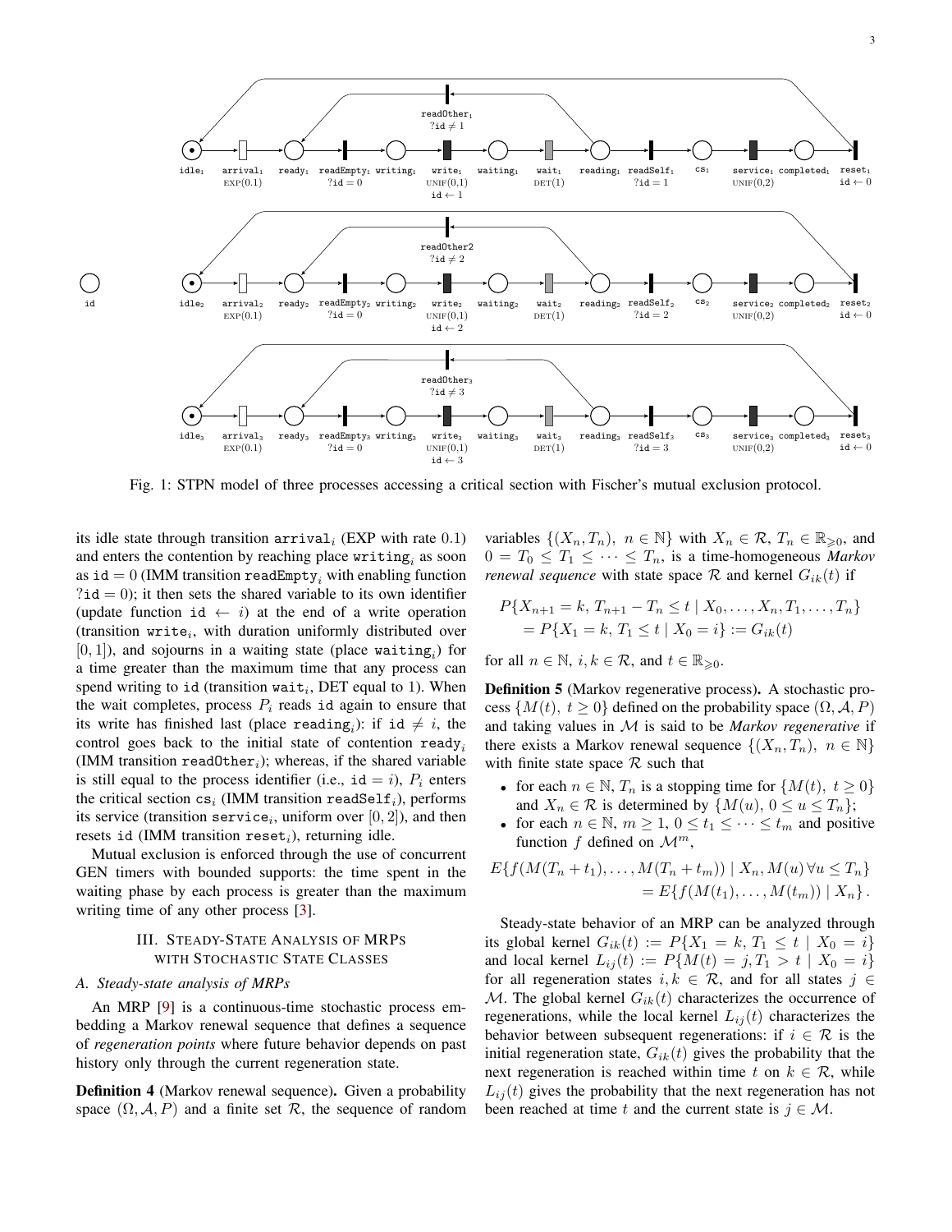Fig. 1: STPN model of three processes accessing a critical section with Fischer's mutual exclusion protocol.

its idle state through transition $\texttt{arrival}_i$ (EXP with rate 0.1) and enters the contention by reaching place $\texttt{writing}_i$ as soon as $\texttt{id} = 0$ (IMM transition $\texttt{readEmpty}_i$ with enabling function $?\texttt{id} = 0$); it then sets the shared variable to its own identifier (update function $\texttt{id} \leftarrow i$) at the end of a write operation (transition $\texttt{write}_i$, with duration uniformly distributed over $[0, 1]$), and sojourns in a waiting state (place $\texttt{waiting}_i$) for a time greater than the maximum time that any process can spend writing to $\texttt{id}$ (transition $\texttt{wait}_i$, DET equal to 1). When the wait completes, process $P_i$ reads $\texttt{id}$ again to ensure that its write has finished last (place $\texttt{reading}_i$): if $\texttt{id} \neq i$, the control goes back to the initial state of contention $\texttt{ready}_i$ (IMM transition $\texttt{readOther}_i$); whereas, if the shared variable is still equal to the process identifier (i.e., $\texttt{id} = i$), $P_i$ enters the critical section $\texttt{cs}_i$ (IMM transition $\texttt{readSelf}_i$), performs its service (transition $\texttt{service}_i$, uniform over $[0, 2]$), and then resets $\texttt{id}$ (IMM transition $\texttt{reset}_i$), returning idle.

Mutual exclusion is enforced through the use of concurrent GEN timers with bounded supports: the time spent in the waiting phase by each process is greater than the maximum writing time of any other process [3].

## III. Steady-State Analysis of MRPs with Stochastic State Classes

### A. Steady-state analysis of MRPs

An MRP [9] is a continuous-time stochastic process embedding a Markov renewal sequence that defines a sequence of *regeneration points* where future behavior depends on past history only through the current regeneration state.

**Definition 4** (Markov renewal sequence)**.** Given a probability space $(\Omega, \mathcal{A}, P)$ and a finite set $\mathcal{R}$, the sequence of random variables $\{(X_n, T_n),\ n \in \mathbb{N}\}$ with $X_n \in \mathcal{R}$, $T_n \in \mathbb{R}_{\geqslant 0}$, and $0 = T_0 \leq T_1 \leq \cdots \leq T_n$, is a time-homogeneous *Markov renewal sequence* with state space $\mathcal{R}$ and kernel $G_{ik}(t)$ if

$$\begin{aligned} P\{X_{n+1} = k,\ T_{n+1} - T_n \leq t \mid X_0, \ldots, X_n, T_1, \ldots, T_n\} \\ = P\{X_1 = k,\ T_1 \leq t \mid X_0 = i\} := G_{ik}(t) \end{aligned}$$

for all $n \in \mathbb{N}$, $i, k \in \mathcal{R}$, and $t \in \mathbb{R}_{\geqslant 0}$.

**Definition 5** (Markov regenerative process)**.** A stochastic process $\{M(t),\ t \geq 0\}$ defined on the probability space $(\Omega, \mathcal{A}, P)$ and taking values in $\mathcal{M}$ is said to be *Markov regenerative* if there exists a Markov renewal sequence $\{(X_n, T_n),\ n \in \mathbb{N}\}$ with finite state space $\mathcal{R}$ such that

- for each $n \in \mathbb{N}$, $T_n$ is a stopping time for $\{M(t),\ t \geq 0\}$ and $X_n \in \mathcal{R}$ is determined by $\{M(u),\ 0 \leq u \leq T_n\}$;
- for each $n \in \mathbb{N}$, $m \geq 1$, $0 \leq t_1 \leq \cdots \leq t_m$ and positive function $f$ defined on $\mathcal{M}^m$,

$$\begin{aligned} E\{f(M(T_n + t_1), \ldots, M(T_n + t_m)) \mid X_n, M(u)\, \forall u \leq T_n\} \\ = E\{f(M(t_1), \ldots, M(t_m)) \mid X_n\}. \end{aligned}$$

Steady-state behavior of an MRP can be analyzed through its global kernel $G_{ik}(t) := P\{X_1 = k, T_1 \leq t \mid X_0 = i\}$ and local kernel $L_{ij}(t) := P\{M(t) = j, T_1 > t \mid X_0 = i\}$ for all regeneration states $i, k \in \mathcal{R}$, and for all states $j \in \mathcal{M}$. The global kernel $G_{ik}(t)$ characterizes the occurrence of regenerations, while the local kernel $L_{ij}(t)$ characterizes the behavior between subsequent regenerations: if $i \in \mathcal{R}$ is the initial regeneration state, $G_{ik}(t)$ gives the probability that the next regeneration is reached within time $t$ on $k \in \mathcal{R}$, while $L_{ij}(t)$ gives the probability that the next regeneration has not been reached at time $t$ and the current state is $j \in \mathcal{M}$.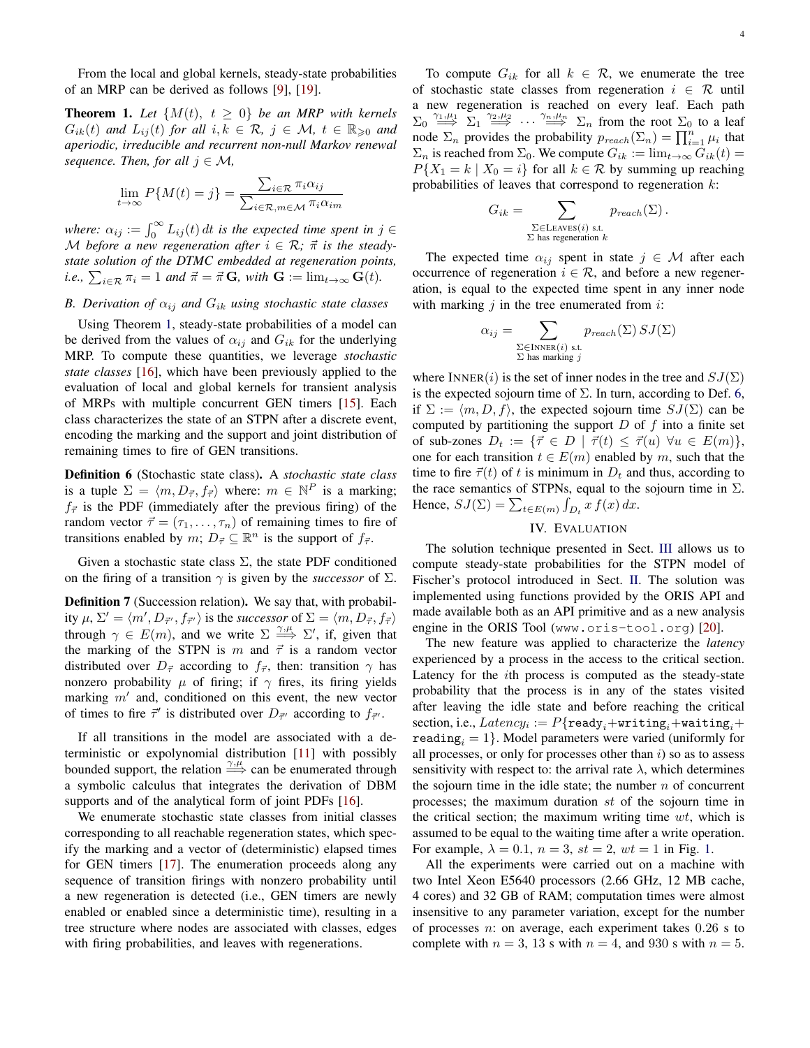From the local and global kernels, steady-state probabilities of an MRP can be derived as follows [9], [19].

**Theorem 1.** *Let $\{M(t),\ t \geq 0\}$ be an MRP with kernels $G_{ik}(t)$ and $L_{ij}(t)$ for all $i, k \in \mathcal{R}$, $j \in \mathcal{M}$, $t \in \mathbb{R}_{\geqslant 0}$ and aperiodic, irreducible and recurrent non-null Markov renewal sequence. Then, for all $j \in \mathcal{M}$,*

$$\lim_{t\to\infty} P\{M(t) = j\} = \frac{\sum_{i\in\mathcal{R}} \pi_i \alpha_{ij}}{\sum_{i\in\mathcal{R}, m\in\mathcal{M}} \pi_i \alpha_{im}}$$

*where: $\alpha_{ij} := \int_0^\infty L_{ij}(t)\, dt$ is the expected time spent in $j \in \mathcal{M}$ before a new regeneration after $i \in \mathcal{R}$; $\vec{\pi}$ is the steady-state solution of the DTMC embedded at regeneration points, i.e., $\sum_{i\in\mathcal{R}} \pi_i = 1$ and $\vec{\pi} = \vec{\pi}\, \mathbf{G}$, with $\mathbf{G} := \lim_{t\to\infty} \mathbf{G}(t)$.*

### B. Derivation of $\alpha_{ij}$ and $G_{ik}$ using stochastic state classes

Using Theorem 1, steady-state probabilities of a model can be derived from the values of $\alpha_{ij}$ and $G_{ik}$ for the underlying MRP. To compute these quantities, we leverage *stochastic state classes* [16], which have been previously applied to the evaluation of local and global kernels for transient analysis of MRPs with multiple concurrent GEN timers [15]. Each class characterizes the state of an STPN after a discrete event, encoding the marking and the support and joint distribution of remaining times to fire of GEN transitions.

**Definition 6** (Stochastic state class)**.** A *stochastic state class* is a tuple $\Sigma = \langle m, D_{\vec{\tau}}, f_{\vec{\tau}} \rangle$ where: $m \in \mathbb{N}^P$ is a marking; $f_{\vec{\tau}}$ is the PDF (immediately after the previous firing) of the random vector $\vec{\tau} = (\tau_1, \ldots, \tau_n)$ of remaining times to fire of transitions enabled by $m$; $D_{\vec{\tau}} \subseteq \mathbb{R}^n$ is the support of $f_{\vec{\tau}}$.

Given a stochastic state class $\Sigma$, the state PDF conditioned on the firing of a transition $\gamma$ is given by the *successor* of $\Sigma$.

**Definition 7** (Succession relation)**.** We say that, with probability $\mu$, $\Sigma' = \langle m', D_{\vec{\tau}'}, f_{\vec{\tau}'} \rangle$ is the *successor* of $\Sigma = \langle m, D_{\vec{\tau}}, f_{\vec{\tau}} \rangle$ through $\gamma \in E(m)$, and we write $\Sigma \overset{\gamma,\mu}{\Longrightarrow} \Sigma'$, if, given that the marking of the STPN is $m$ and $\vec{\tau}$ is a random vector distributed over $D_{\vec{\tau}}$ according to $f_{\vec{\tau}}$, then: transition $\gamma$ has nonzero probability $\mu$ of firing; if $\gamma$ fires, its firing yields marking $m'$ and, conditioned on this event, the new vector of times to fire $\vec{\tau}'$ is distributed over $D_{\vec{\tau}'}$ according to $f_{\vec{\tau}'}$.

If all transitions in the model are associated with a deterministic or expolynomial distribution [11] with possibly bounded support, the relation $\overset{\gamma,\mu}{\Longrightarrow}$ can be enumerated through a symbolic calculus that integrates the derivation of DBM supports and of the analytical form of joint PDFs [16].

We enumerate stochastic state classes from initial classes corresponding to all reachable regeneration states, which specify the marking and a vector of (deterministic) elapsed times for GEN timers [17]. The enumeration proceeds along any sequence of transition firings with nonzero probability until a new regeneration is detected (i.e., GEN timers are newly enabled or enabled since a deterministic time), resulting in a tree structure where nodes are associated with classes, edges with firing probabilities, and leaves with regenerations.

To compute $G_{ik}$ for all $k \in \mathcal{R}$, we enumerate the tree of stochastic state classes from regeneration $i \in \mathcal{R}$ until a new regeneration is reached on every leaf. Each path $\Sigma_0 \overset{\gamma_1,\mu_1}{\Longrightarrow} \Sigma_1 \overset{\gamma_2,\mu_2}{\Longrightarrow} \ldots \overset{\gamma_n,\mu_n}{\Longrightarrow} \Sigma_n$ from the root $\Sigma_0$ to a leaf node $\Sigma_n$ provides the probability $p_{reach}(\Sigma_n) = \prod_{i=1}^n \mu_i$ that $\Sigma_n$ is reached from $\Sigma_0$. We compute $G_{ik} := \lim_{t\to\infty} G_{ik}(t) = P\{X_1 = k \mid X_0 = i\}$ for all $k \in \mathcal{R}$ by summing up reaching probabilities of leaves that correspond to regeneration $k$:

$$G_{ik} = \sum_{\substack{\Sigma \in \text{LEAVES}(i) \text{ s.t.} \\ \Sigma \text{ has regeneration } k}} p_{reach}(\Sigma)\,.$$

The expected time $\alpha_{ij}$ spent in state $j \in \mathcal{M}$ after each occurrence of regeneration $i \in \mathcal{R}$, and before a new regeneration, is equal to the expected time spent in any inner node with marking $j$ in the tree enumerated from $i$:

$$\alpha_{ij} = \sum_{\substack{\Sigma \in \text{INNER}(i) \text{ s.t.} \\ \Sigma \text{ has marking } j}} p_{reach}(\Sigma)\, SJ(\Sigma)$$

where $\text{INNER}(i)$ is the set of inner nodes in the tree and $SJ(\Sigma)$ is the expected sojourn time of $\Sigma$. In turn, according to Def. 6, if $\Sigma := \langle m, D, f \rangle$, the expected sojourn time $SJ(\Sigma)$ can be computed by partitioning the support $D$ of $f$ into a finite set of sub-zones $D_t := \{\vec{\tau} \in D \mid \vec{\tau}(t) \leq \vec{\tau}(u)\ \forall u \in E(m)\}$, one for each transition $t \in E(m)$ enabled by $m$, such that the time to fire $\vec{\tau}(t)$ of $t$ is minimum in $D_t$ and thus, according to the race semantics of STPNs, equal to the sojourn time in $\Sigma$. Hence, $SJ(\Sigma) = \sum_{t\in E(m)} \int_{D_t} x\, f(x)\, dx$.

## IV. Evaluation

The solution technique presented in Sect. III allows us to compute steady-state probabilities for the STPN model of Fischer's protocol introduced in Sect. II. The solution was implemented using functions provided by the ORIS API and made available both as an API primitive and as a new analysis engine in the ORIS Tool (`www.oris-tool.org`) [20].

The new feature was applied to characterize the *latency* experienced by a process in the access to the critical section. Latency for the $i$th process is computed as the steady-state probability that the process is in any of the states visited after leaving the idle state and before reaching the critical section, i.e., $Latency_i := P\{\texttt{ready}_i + \texttt{writing}_i + \texttt{waiting}_i + \texttt{reading}_i = 1\}$. Model parameters were varied (uniformly for all processes, or only for processes other than $i$) so as to assess sensitivity with respect to: the arrival rate $\lambda$, which determines the sojourn time in the idle state; the number $n$ of concurrent processes; the maximum duration $st$ of the sojourn time in the critical section; the maximum writing time $wt$, which is assumed to be equal to the waiting time after a write operation. For example, $\lambda = 0.1$, $n = 3$, $st = 2$, $wt = 1$ in Fig. 1.

All the experiments were carried out on a machine with two Intel Xeon E5640 processors (2.66 GHz, 12 MB cache, 4 cores) and 32 GB of RAM; computation times were almost insensitive to any parameter variation, except for the number of processes $n$: on average, each experiment takes 0.26 s to complete with $n = 3$, 13 s with $n = 4$, and 930 s with $n = 5$.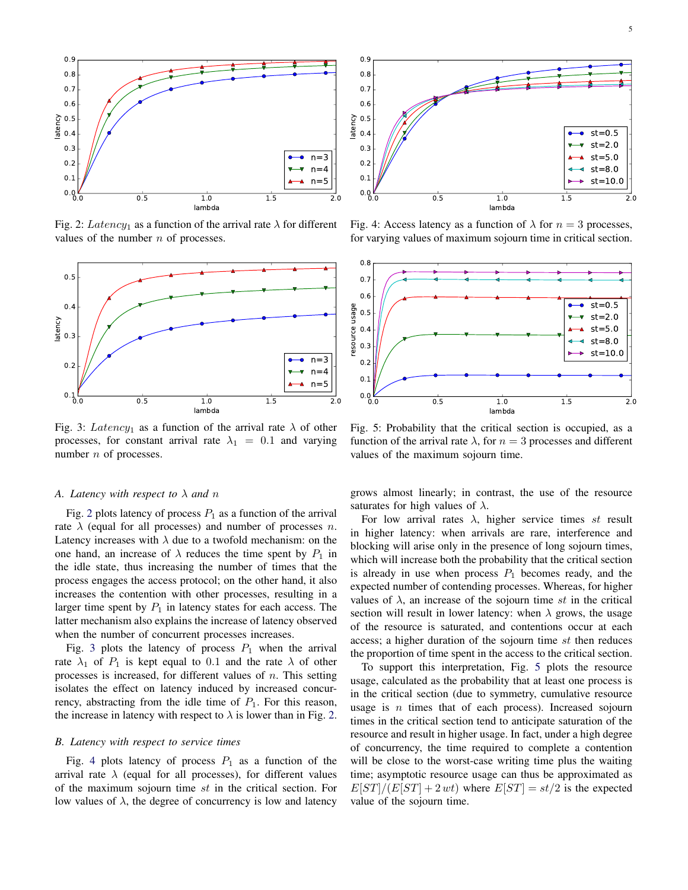Fig. 2: $Latency_1$ as a function of the arrival rate $\lambda$ for different values of the number $n$ of processes.

Fig. 4: Access latency as a function of $\lambda$ for $n = 3$ processes, for varying values of maximum sojourn time in critical section.

Fig. 3: $Latency_1$ as a function of the arrival rate $\lambda$ of other processes, for constant arrival rate $\lambda_1 = 0.1$ and varying number $n$ of processes.

Fig. 5: Probability that the critical section is occupied, as a function of the arrival rate $\lambda$, for $n = 3$ processes and different values of the maximum sojourn time.

### A. Latency with respect to $\lambda$ and $n$

Fig. 2 plots latency of process $P_1$ as a function of the arrival rate $\lambda$ (equal for all processes) and number of processes $n$. Latency increases with $\lambda$ due to a twofold mechanism: on the one hand, an increase of $\lambda$ reduces the time spent by $P_1$ in the idle state, thus increasing the number of times that the process engages the access protocol; on the other hand, it also increases the contention with other processes, resulting in a larger time spent by $P_1$ in latency states for each access. The latter mechanism also explains the increase of latency observed when the number of concurrent processes increases.

Fig. 3 plots the latency of process $P_1$ when the arrival rate $\lambda_1$ of $P_1$ is kept equal to 0.1 and the rate $\lambda$ of other processes is increased, for different values of $n$. This setting isolates the effect on latency induced by increased concurrency, abstracting from the idle time of $P_1$. For this reason, the increase in latency with respect to $\lambda$ is lower than in Fig. 2.

### B. Latency with respect to service times

Fig. 4 plots latency of process $P_1$ as a function of the arrival rate $\lambda$ (equal for all processes), for different values of the maximum sojourn time $st$ in the critical section. For low values of $\lambda$, the degree of concurrency is low and latency grows almost linearly; in contrast, the use of the resource saturates for high values of $\lambda$.

For low arrival rates $\lambda$, higher service times $st$ result in higher latency: when arrivals are rare, interference and blocking will arise only in the presence of long sojourn times, which will increase both the probability that the critical section is already in use when process $P_1$ becomes ready, and the expected number of contending processes. Whereas, for higher values of $\lambda$, an increase of the sojourn time $st$ in the critical section will result in lower latency: when $\lambda$ grows, the usage of the resource is saturated, and contentions occur at each access; a higher duration of the sojourn time $st$ then reduces the proportion of time spent in the access to the critical section.

To support this interpretation, Fig. 5 plots the resource usage, calculated as the probability that at least one process is in the critical section (due to symmetry, cumulative resource usage is $n$ times that of each process). Increased sojourn times in the critical section tend to anticipate saturation of the resource and result in higher usage. In fact, under a high degree of concurrency, the time required to complete a contention will be close to the worst-case writing time plus the waiting time; asymptotic resource usage can thus be approximated as $E[ST]/(E[ST] + 2\,wt)$ where $E[ST] = st/2$ is the expected value of the sojourn time.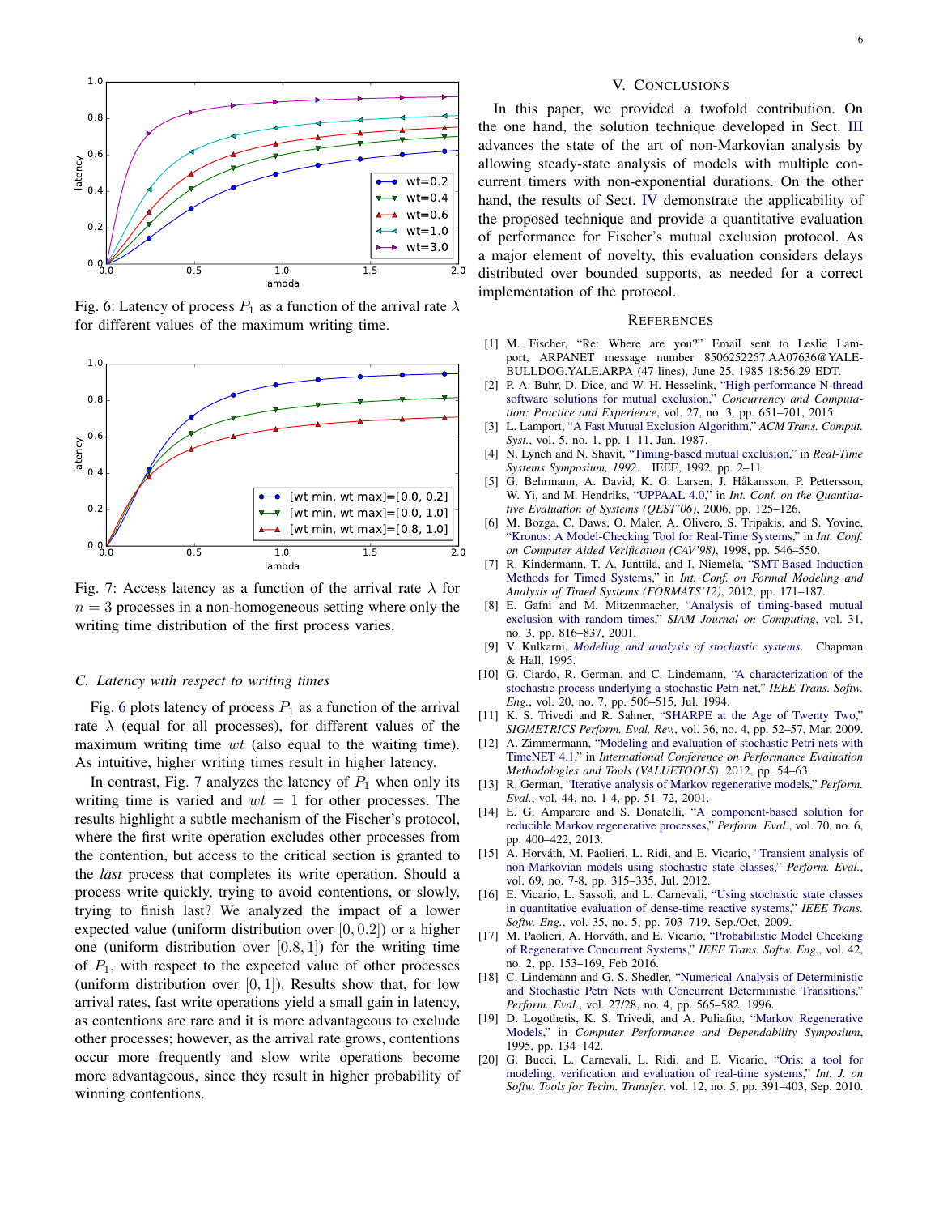1.0
0.8
0.6
0.4
0.2
0.0
latency
0.0
0.5
1.0
1.5
2.0
lambda
wt=0.2
wt=0.4
wt=0.6
wt=1.0
wt=3.0

Fig. 6: Latency of process $P_1$ as a function of the arrival rate $\lambda$ for different values of the maximum writing time.

1.0
0.8
0.6
0.4
0.2
0.0
latency
0.0
0.5
1.0
1.5
2.0
lambda
[wt min, wt max]=[0.0, 0.2]
[wt min, wt max]=[0.0, 1.0]
[wt min, wt max]=[0.8, 1.0]

Fig. 7: Access latency as a function of the arrival rate $\lambda$ for $n = 3$ processes in a non-homogeneous setting where only the writing time distribution of the first process varies.

### C. Latency with respect to writing times

Fig. 6 plots latency of process $P_1$ as a function of the arrival rate $\lambda$ (equal for all processes), for different values of the maximum writing time $wt$ (also equal to the waiting time). As intuitive, higher writing times result in higher latency.

In contrast, Fig. 7 analyzes the latency of $P_1$ when only its writing time is varied and $wt = 1$ for other processes. The results highlight a subtle mechanism of the Fischer's protocol, where the first write operation excludes other processes from the contention, but access to the critical section is granted to the *last* process that completes its write operation. Should a process write quickly, trying to avoid contentions, or slowly, trying to finish last? We analyzed the impact of a lower expected value (uniform distribution over $[0, 0.2]$) or a higher one (uniform distribution over $[0.8, 1]$) for the writing time of $P_1$, with respect to the expected value of other processes (uniform distribution over $[0, 1]$). Results show that, for low arrival rates, fast write operations yield a small gain in latency, as contentions are rare and it is more advantageous to exclude other processes; however, as the arrival rate grows, contentions occur more frequently and slow write operations become more advantageous, since they result in higher probability of winning contentions.

## V. Conclusions

In this paper, we provided a twofold contribution. On the one hand, the solution technique developed in Sect. III advances the state of the art of non-Markovian analysis by allowing steady-state analysis of models with multiple concurrent timers with non-exponential durations. On the other hand, the results of Sect. IV demonstrate the applicability of the proposed technique and provide a quantitative evaluation of performance for Fischer's mutual exclusion protocol. As a major element of novelty, this evaluation considers delays distributed over bounded supports, as needed for a correct implementation of the protocol.

## References

[1] M. Fischer, "Re: Where are you?" Email sent to Leslie Lamport, ARPANET message number 8506252257.AA07636@YALE-BULLDOG.YALE.ARPA (47 lines), June 25, 1985 18:56:29 EDT.

[2] P. A. Buhr, D. Dice, and W. H. Hesselink, "High-performance N-thread software solutions for mutual exclusion," *Concurrency and Computation: Practice and Experience*, vol. 27, no. 3, pp. 651–701, 2015.

[3] L. Lamport, "A Fast Mutual Exclusion Algorithm," *ACM Trans. Comput. Syst.*, vol. 5, no. 1, pp. 1–11, Jan. 1987.

[4] N. Lynch and N. Shavit, "Timing-based mutual exclusion," in *Real-Time Systems Symposium, 1992*. IEEE, 1992, pp. 2–11.

[5] G. Behrmann, A. David, K. G. Larsen, J. Håkansson, P. Pettersson, W. Yi, and M. Hendriks, "UPPAAL 4.0," in *Int. Conf. on the Quantitative Evaluation of Systems (QEST'06)*, 2006, pp. 125–126.

[6] M. Bozga, C. Daws, O. Maler, A. Olivero, S. Tripakis, and S. Yovine, "Kronos: A Model-Checking Tool for Real-Time Systems," in *Int. Conf. on Computer Aided Verification (CAV'98)*, 1998, pp. 546–550.

[7] R. Kindermann, T. A. Junttila, and I. Niemelä, "SMT-Based Induction Methods for Timed Systems," in *Int. Conf. on Formal Modeling and Analysis of Timed Systems (FORMATS'12)*, 2012, pp. 171–187.

[8] E. Gafni and M. Mitzenmacher, "Analysis of timing-based mutual exclusion with random times," *SIAM Journal on Computing*, vol. 31, no. 3, pp. 816–837, 2001.

[9] V. Kulkarni, *Modeling and analysis of stochastic systems*. Chapman & Hall, 1995.

[10] G. Ciardo, R. German, and C. Lindemann, "A characterization of the stochastic process underlying a stochastic Petri net," *IEEE Trans. Softw. Eng.*, vol. 20, no. 7, pp. 506–515, Jul. 1994.

[11] K. S. Trivedi and R. Sahner, "SHARPE at the Age of Twenty Two," *SIGMETRICS Perform. Eval. Rev.*, vol. 36, no. 4, pp. 52–57, Mar. 2009.

[12] A. Zimmermann, "Modeling and evaluation of stochastic Petri nets with TimeNET 4.1," in *International Conference on Performance Evaluation Methodologies and Tools (VALUETOOLS)*, 2012, pp. 54–63.

[13] R. German, "Iterative analysis of Markov regenerative models," *Perform. Eval.*, vol. 44, no. 1-4, pp. 51–72, 2001.

[14] E. G. Amparore and S. Donatelli, "A component-based solution for reducible Markov regenerative processes," *Perform. Eval.*, vol. 70, no. 6, pp. 400–422, 2013.

[15] A. Horváth, M. Paolieri, L. Ridi, and E. Vicario, "Transient analysis of non-Markovian models using stochastic state classes," *Perform. Eval.*, vol. 69, no. 7-8, pp. 315–335, Jul. 2012.

[16] E. Vicario, L. Sassoli, and L. Carnevali, "Using stochastic state classes in quantitative evaluation of dense-time reactive systems," *IEEE Trans. Softw. Eng.*, vol. 35, no. 5, pp. 703–719, Sep./Oct. 2009.

[17] M. Paolieri, A. Horváth, and E. Vicario, "Probabilistic Model Checking of Regenerative Concurrent Systems," *IEEE Trans. Softw. Eng.*, vol. 42, no. 2, pp. 153–169, Feb 2016.

[18] C. Lindemann and G. S. Shedler, "Numerical Analysis of Deterministic and Stochastic Petri Nets with Concurrent Deterministic Transitions," *Perform. Eval.*, vol. 27/28, no. 4, pp. 565–582, 1996.

[19] D. Logothetis, K. S. Trivedi, and A. Puliafito, "Markov Regenerative Models," in *Computer Performance and Dependability Symposium*, 1995, pp. 134–142.

[20] G. Bucci, L. Carnevali, L. Ridi, and E. Vicario, "Oris: a tool for modeling, verification and evaluation of real-time systems," *Int. J. on Softw. Tools for Techn. Transfer*, vol. 12, no. 5, pp. 391–403, Sep. 2010.